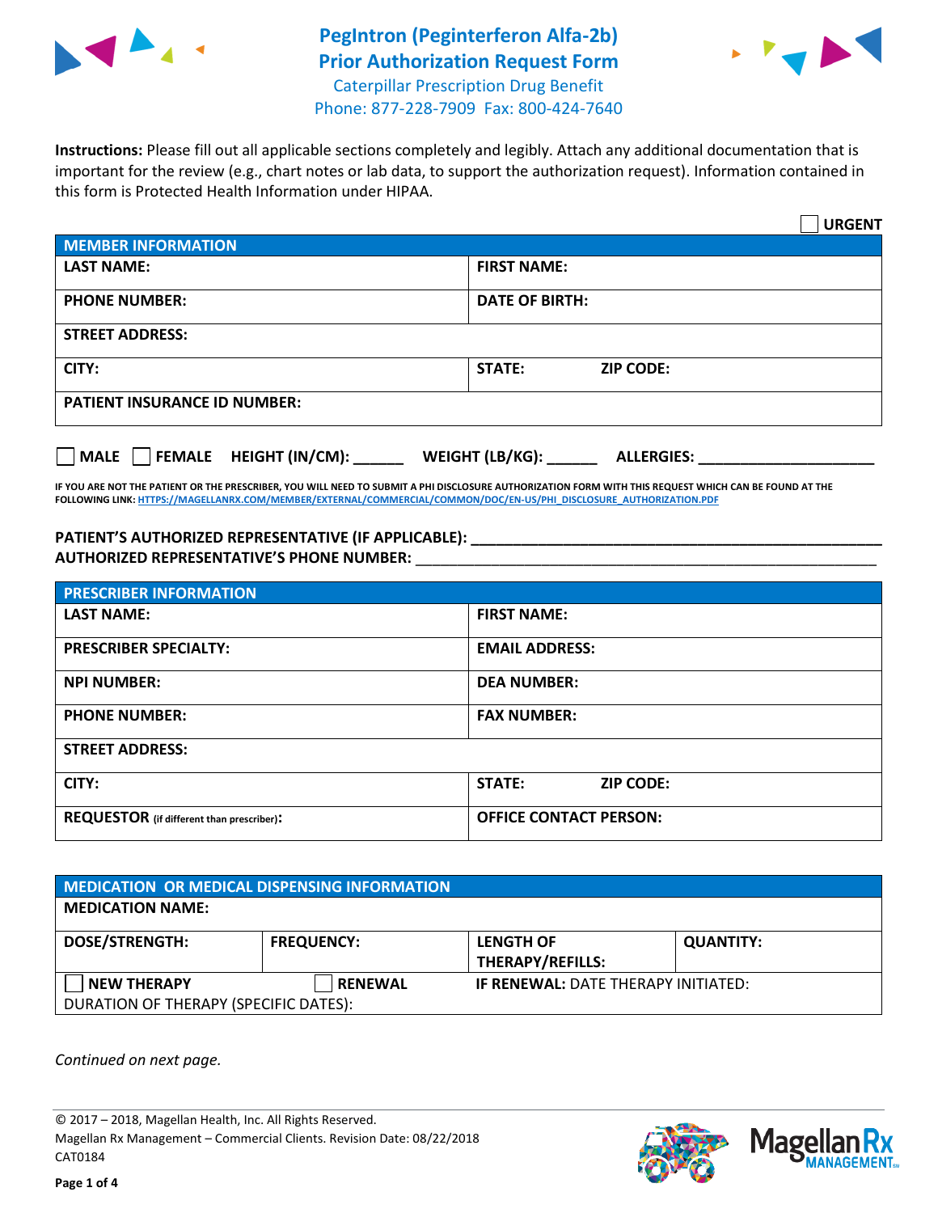# PegIntron (Peginterferon Alfa-2b) Prior Authorization Request Form

Caterpillar Prescription Drug Benefit
Phone: 877-228-7909 Fax: 800-424-7640

**Instructions:** Please fill out all applicable sections completely and legibly. Attach any additional documentation that is important for the review (e.g., chart notes or lab data, to support the authorization request). Information contained in this form is Protected Health Information under HIPAA.

☐ **URGENT**

| **MEMBER INFORMATION** | |
|---|---|
| **LAST NAME:** | **FIRST NAME:** |
| **PHONE NUMBER:** | **DATE OF BIRTH:** |
| **STREET ADDRESS:** | |
| **CITY:** | **STATE:** **ZIP CODE:** |
| **PATIENT INSURANCE ID NUMBER:** | |

☐ **MALE** ☐ **FEMALE** **HEIGHT (IN/CM):** ______ **WEIGHT (LB/KG):** ______ **ALLERGIES:** ____________________

**IF YOU ARE NOT THE PATIENT OR THE PRESCRIBER, YOU WILL NEED TO SUBMIT A PHI DISCLOSURE AUTHORIZATION FORM WITH THIS REQUEST WHICH CAN BE FOUND AT THE FOLLOWING LINK: HTTPS://MAGELLANRX.COM/MEMBER/EXTERNAL/COMMERCIAL/COMMON/DOC/EN-US/PHI_DISCLOSURE_AUTHORIZATION.PDF**

**PATIENT'S AUTHORIZED REPRESENTATIVE (IF APPLICABLE):** ____________________________________________
**AUTHORIZED REPRESENTATIVE'S PHONE NUMBER:** ____________________________________________

| **PRESCRIBER INFORMATION** | |
|---|---|
| **LAST NAME:** | **FIRST NAME:** |
| **PRESCRIBER SPECIALTY:** | **EMAIL ADDRESS:** |
| **NPI NUMBER:** | **DEA NUMBER:** |
| **PHONE NUMBER:** | **FAX NUMBER:** |
| **STREET ADDRESS:** | |
| **CITY:** | **STATE:** **ZIP CODE:** |
| **REQUESTOR** (if different than prescriber)**:** | **OFFICE CONTACT PERSON:** |

| **MEDICATION OR MEDICAL DISPENSING INFORMATION** | | | |
|---|---|---|---|
| **MEDICATION NAME:** | | | |
| **DOSE/STRENGTH:** | **FREQUENCY:** | **LENGTH OF THERAPY/REFILLS:** | **QUANTITY:** |
| ☐ **NEW THERAPY** | ☐ **RENEWAL** | **IF RENEWAL:** DATE THERAPY INITIATED: | |
| DURATION OF THERAPY (SPECIFIC DATES): | | | |

*Continued on next page.*

© 2017 – 2018, Magellan Health, Inc. All Rights Reserved.
Magellan Rx Management – Commercial Clients. Revision Date: 08/22/2018
CAT0184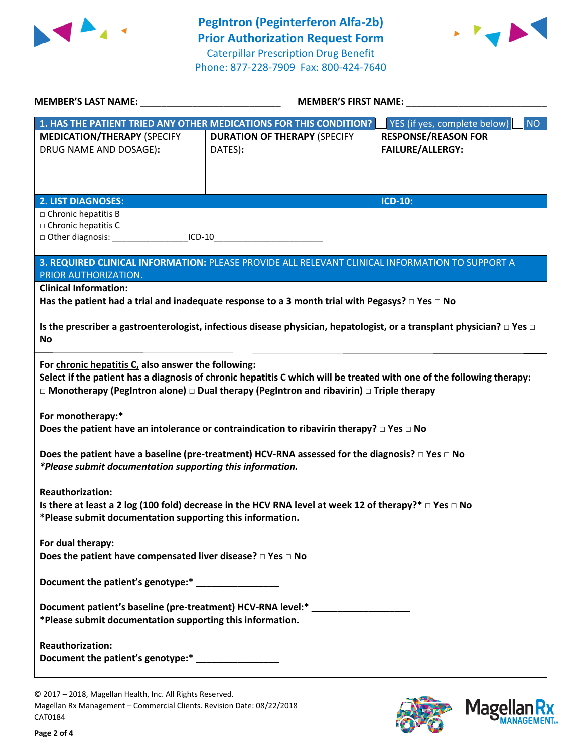# PegIntron (Peginterferon Alfa-2b) Prior Authorization Request Form

Caterpillar Prescription Drug Benefit
Phone: 877-228-7909 Fax: 800-424-7640

**MEMBER'S LAST NAME:** ___________________________ **MEMBER'S FIRST NAME:** ___________________________

| **1. HAS THE PATIENT TRIED ANY OTHER MEDICATIONS FOR THIS CONDITION?** | | ☐ YES (if yes, complete below) ☐ NO |
|---|---|---|
| **MEDICATION/THERAPY** (SPECIFY DRUG NAME AND DOSAGE): | **DURATION OF THERAPY** (SPECIFY DATES): | **RESPONSE/REASON FOR FAILURE/ALLERGY:** |
| | | |

| **2. LIST DIAGNOSES:** | **ICD-10:** |
|---|---|
| □ Chronic hepatitis B<br>□ Chronic hepatitis C<br>□ Other diagnosis: _______________ICD-10______________________ | |

**3. REQUIRED CLINICAL INFORMATION:** PLEASE PROVIDE ALL RELEVANT CLINICAL INFORMATION TO SUPPORT A PRIOR AUTHORIZATION.

**Clinical Information:**

**Has the patient had a trial and inadequate response to a 3 month trial with Pegasys? □ Yes □ No**

**Is the prescriber a gastroenterologist, infectious disease physician, hepatologist, or a transplant physician? □ Yes □ No**

**For chronic hepatitis C, also answer the following:**
**Select if the patient has a diagnosis of chronic hepatitis C which will be treated with one of the following therapy:**
**□ Monotherapy (PegIntron alone) □ Dual therapy (PegIntron and ribavirin) □ Triple therapy**

**For monotherapy:***
**Does the patient have an intolerance or contraindication to ribavirin therapy? □ Yes □ No**

**Does the patient have a baseline (pre-treatment) HCV-RNA assessed for the diagnosis? □ Yes □ No**
***\*Please submit documentation supporting this information.***

**Reauthorization:**
**Is there at least a 2 log (100 fold) decrease in the HCV RNA level at week 12 of therapy?* □ Yes □ No**
**\*Please submit documentation supporting this information.**

**For dual therapy:**
**Does the patient have compensated liver disease? □ Yes □ No**

**Document the patient's genotype:* ________________**

**Document patient's baseline (pre-treatment) HCV-RNA level:* ___________________**
**\*Please submit documentation supporting this information.**

**Reauthorization:**
**Document the patient's genotype:* ________________**

© 2017 – 2018, Magellan Health, Inc. All Rights Reserved.
Magellan Rx Management – Commercial Clients. Revision Date: 08/22/2018
CAT0184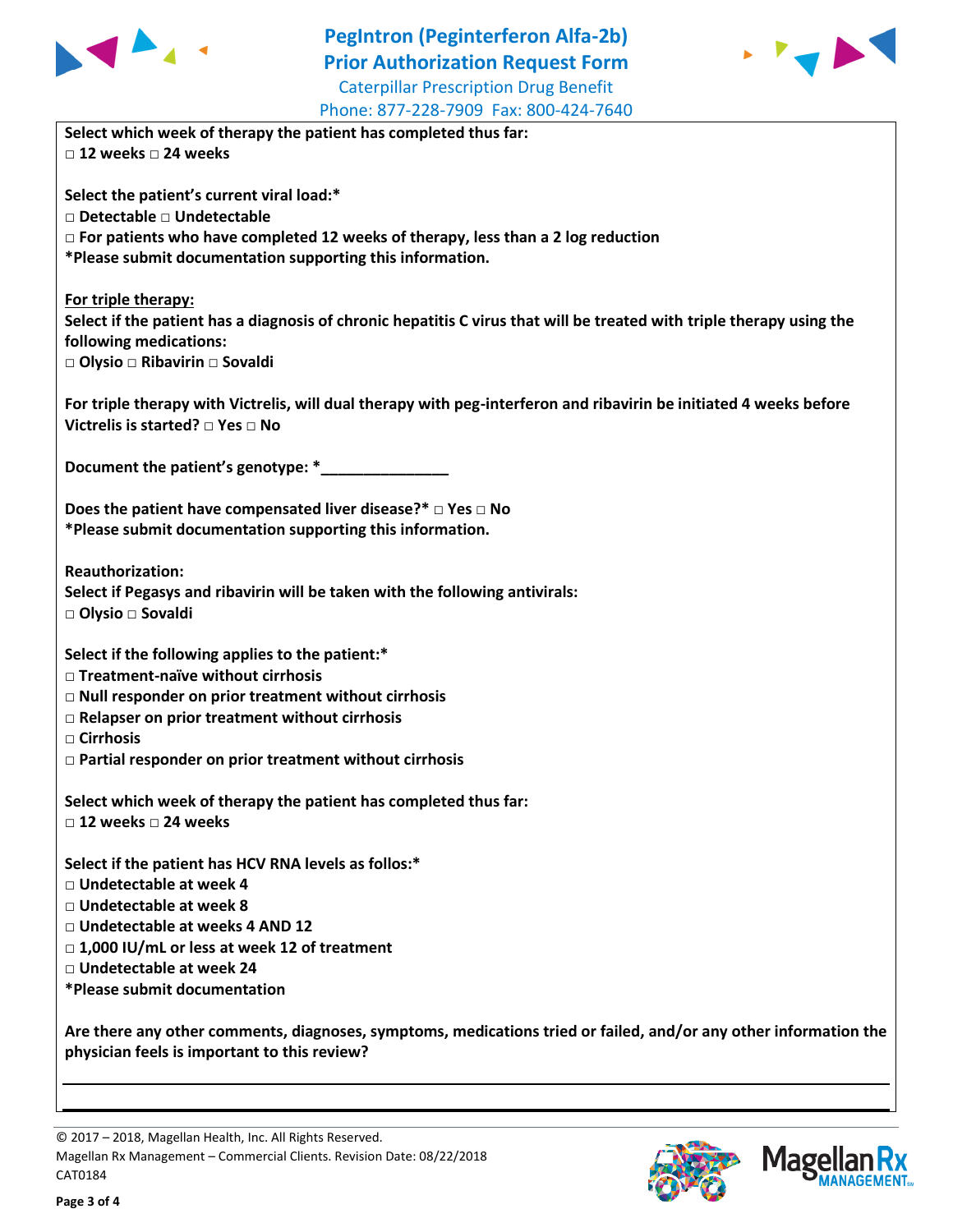**Select which week of therapy the patient has completed thus far:**
□ **12 weeks** □ **24 weeks**

**Select the patient's current viral load:***
□ **Detectable** □ **Undetectable**
□ **For patients who have completed 12 weeks of therapy, less than a 2 log reduction**
***Please submit documentation supporting this information.**

**For triple therapy:**
**Select if the patient has a diagnosis of chronic hepatitis C virus that will be treated with triple therapy using the following medications:**
□ **Olysio** □ **Ribavirin** □ **Sovaldi**

**For triple therapy with Victrelis, will dual therapy with peg-interferon and ribavirin be initiated 4 weeks before Victrelis is started?** □ **Yes** □ **No**

**Document the patient's genotype: *_______________**

**Does the patient have compensated liver disease?*** □ **Yes** □ **No**
***Please submit documentation supporting this information.**

**Reauthorization:**
**Select if Pegasys and ribavirin will be taken with the following antivirals:**
□ **Olysio** □ **Sovaldi**

**Select if the following applies to the patient:***
□ **Treatment-naïve without cirrhosis**
□ **Null responder on prior treatment without cirrhosis**
□ **Relapser on prior treatment without cirrhosis**
□ **Cirrhosis**
□ **Partial responder on prior treatment without cirrhosis**

**Select which week of therapy the patient has completed thus far:**
□ **12 weeks** □ **24 weeks**

**Select if the patient has HCV RNA levels as follos:***
□ **Undetectable at week 4**
□ **Undetectable at week 8**
□ **Undetectable at weeks 4 AND 12**
□ **1,000 IU/mL or less at week 12 of treatment**
□ **Undetectable at week 24**
***Please submit documentation**

**Are there any other comments, diagnoses, symptoms, medications tried or failed, and/or any other information the physician feels is important to this review?**

_______________________________________________________________

_______________________________________________________________

© 2017 – 2018, Magellan Health, Inc. All Rights Reserved.
Magellan Rx Management – Commercial Clients. Revision Date: 08/22/2018
CAT0184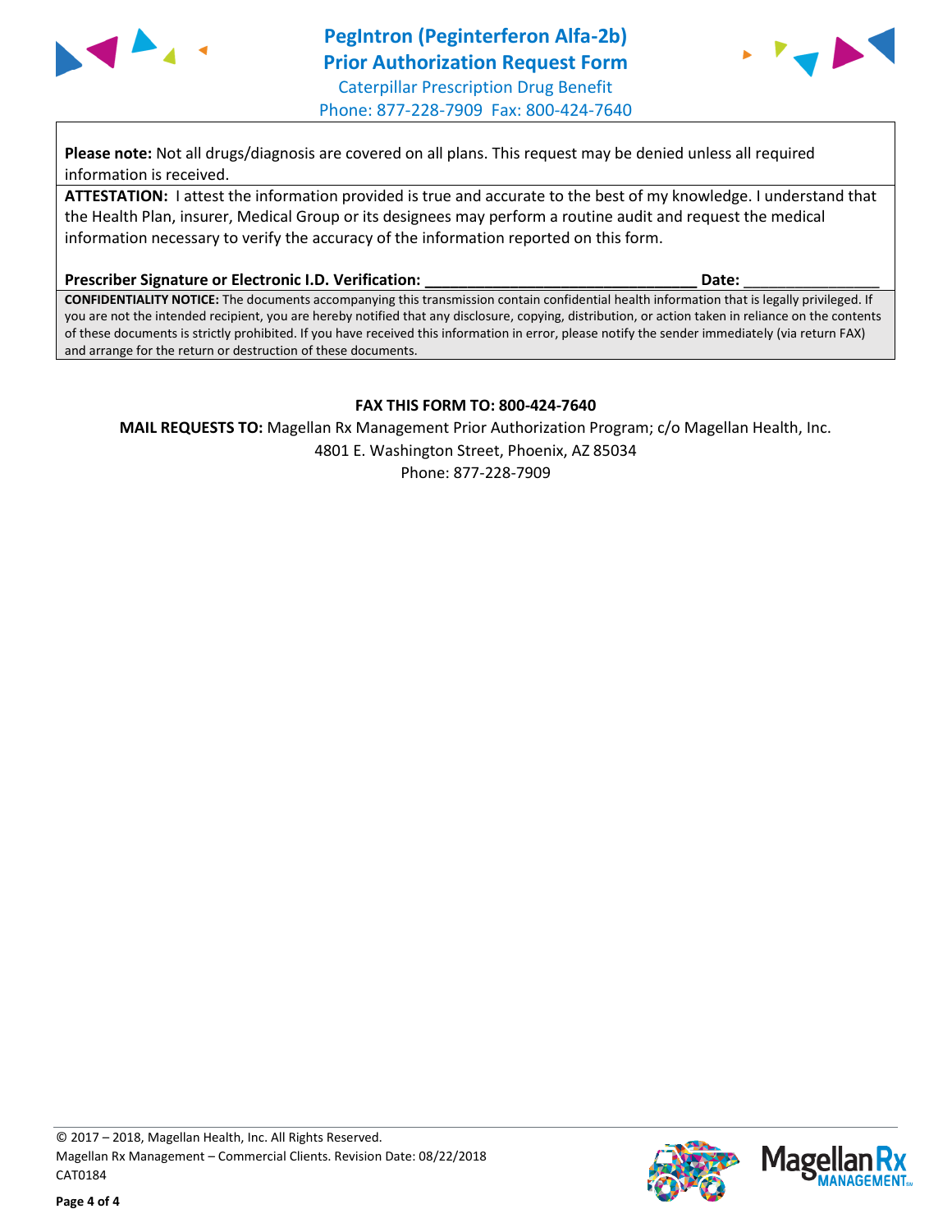**Please note:** Not all drugs/diagnosis are covered on all plans. This request may be denied unless all required information is received.

**ATTESTATION:** I attest the information provided is true and accurate to the best of my knowledge. I understand that the Health Plan, insurer, Medical Group or its designees may perform a routine audit and request the medical information necessary to verify the accuracy of the information reported on this form.

**Prescriber Signature or Electronic I.D. Verification: _______________________________ Date: _______________**

**CONFIDENTIALITY NOTICE:** The documents accompanying this transmission contain confidential health information that is legally privileged. If you are not the intended recipient, you are hereby notified that any disclosure, copying, distribution, or action taken in reliance on the contents of these documents is strictly prohibited. If you have received this information in error, please notify the sender immediately (via return FAX) and arrange for the return or destruction of these documents.

**FAX THIS FORM TO: 800-424-7640**

**MAIL REQUESTS TO:** Magellan Rx Management Prior Authorization Program; c/o Magellan Health, Inc.
4801 E. Washington Street, Phoenix, AZ 85034
Phone: 877-228-7909

© 2017 – 2018, Magellan Health, Inc. All Rights Reserved.
Magellan Rx Management – Commercial Clients. Revision Date: 08/22/2018
CAT0184